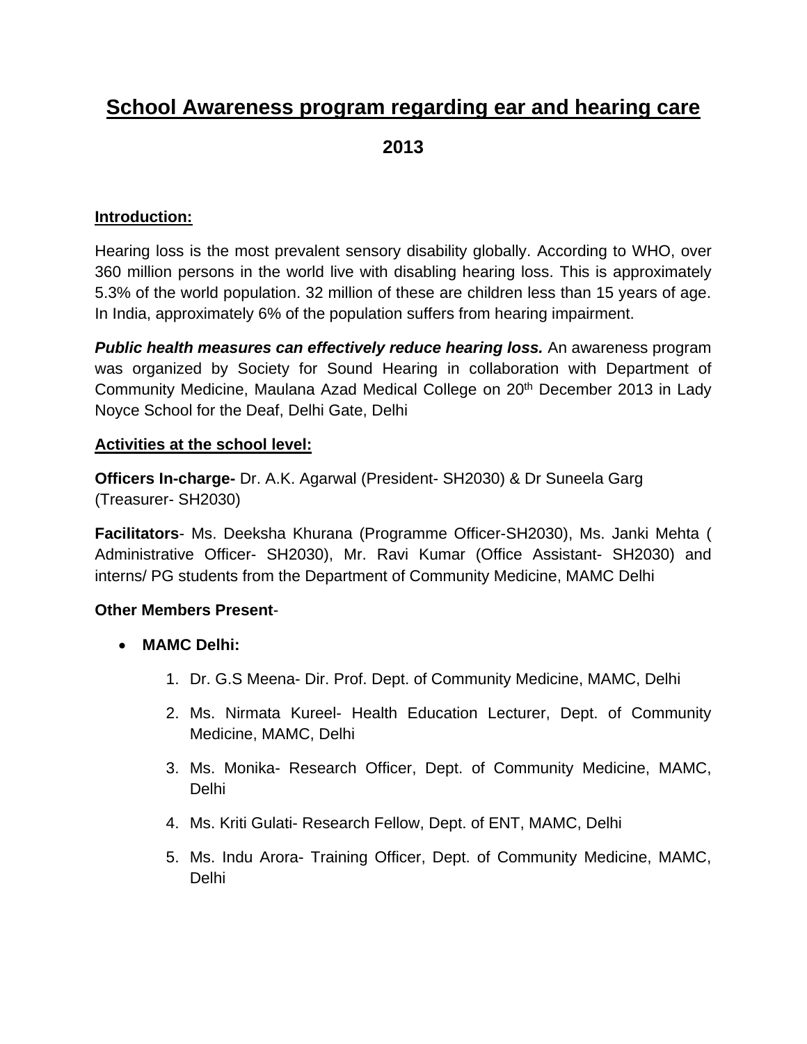# School Awareness program regarding ear and hearing care

## 2013

**Introduction:**

Hearing loss is the most prevalent sensory disability globally. According to WHO, over 360 million persons in the world live with disabling hearing loss. This is approximately 5.3% of the world population. 32 million of these are children less than 15 years of age. In India, approximately 6% of the population suffers from hearing impairment.

***Public health measures can effectively reduce hearing loss.*** An awareness program was organized by Society for Sound Hearing in collaboration with Department of Community Medicine, Maulana Azad Medical College on 20th December 2013 in Lady Noyce School for the Deaf, Delhi Gate, Delhi

**Activities at the school level:**

**Officers In-charge-** Dr. A.K. Agarwal (President- SH2030) & Dr Suneela Garg (Treasurer- SH2030)

**Facilitators**- Ms. Deeksha Khurana (Programme Officer-SH2030), Ms. Janki Mehta ( Administrative Officer- SH2030), Mr. Ravi Kumar (Office Assistant- SH2030) and interns/ PG students from the Department of Community Medicine, MAMC Delhi

**Other Members Present**-

- **MAMC Delhi:**
    1. Dr. G.S Meena- Dir. Prof. Dept. of Community Medicine, MAMC, Delhi
    2. Ms. Nirmata Kureel- Health Education Lecturer, Dept. of Community Medicine, MAMC, Delhi
    3. Ms. Monika- Research Officer, Dept. of Community Medicine, MAMC, Delhi
    4. Ms. Kriti Gulati- Research Fellow, Dept. of ENT, MAMC, Delhi
    5. Ms. Indu Arora- Training Officer, Dept. of Community Medicine, MAMC, Delhi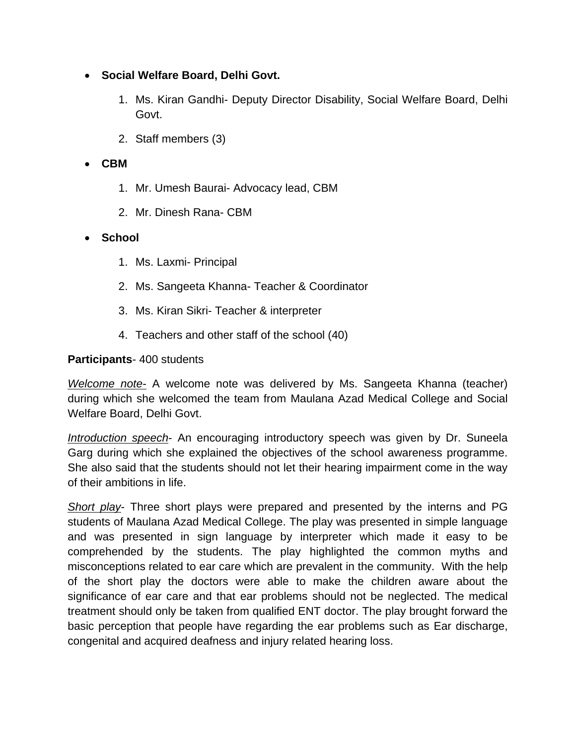- **Social Welfare Board, Delhi Govt.**

    1. Ms. Kiran Gandhi- Deputy Director Disability, Social Welfare Board, Delhi Govt.
    2. Staff members (3)

- **CBM**

    1. Mr. Umesh Baurai- Advocacy lead, CBM
    2. Mr. Dinesh Rana- CBM

- **School**

    1. Ms. Laxmi- Principal
    2. Ms. Sangeeta Khanna- Teacher & Coordinator
    3. Ms. Kiran Sikri- Teacher & interpreter
    4. Teachers and other staff of the school (40)

**Participants**- 400 students

*Welcome note-* A welcome note was delivered by Ms. Sangeeta Khanna (teacher) during which she welcomed the team from Maulana Azad Medical College and Social Welfare Board, Delhi Govt.

*Introduction speech*- An encouraging introductory speech was given by Dr. Suneela Garg during which she explained the objectives of the school awareness programme. She also said that the students should not let their hearing impairment come in the way of their ambitions in life.

*Short play*- Three short plays were prepared and presented by the interns and PG students of Maulana Azad Medical College. The play was presented in simple language and was presented in sign language by interpreter which made it easy to be comprehended by the students. The play highlighted the common myths and misconceptions related to ear care which are prevalent in the community. With the help of the short play the doctors were able to make the children aware about the significance of ear care and that ear problems should not be neglected. The medical treatment should only be taken from qualified ENT doctor. The play brought forward the basic perception that people have regarding the ear problems such as Ear discharge, congenital and acquired deafness and injury related hearing loss.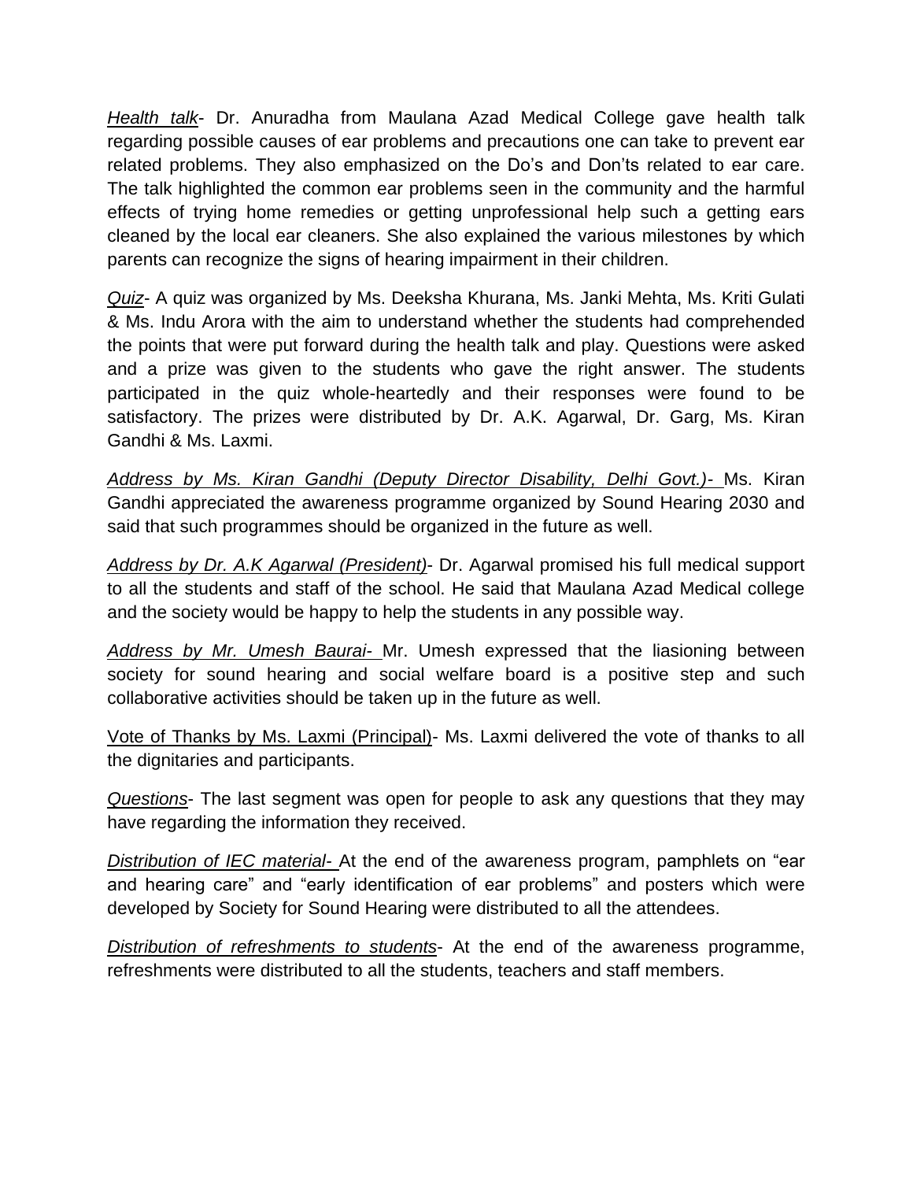*<u>Health talk</u>*- Dr. Anuradha from Maulana Azad Medical College gave health talk regarding possible causes of ear problems and precautions one can take to prevent ear related problems. They also emphasized on the Do's and Don'ts related to ear care. The talk highlighted the common ear problems seen in the community and the harmful effects of trying home remedies or getting unprofessional help such a getting ears cleaned by the local ear cleaners. She also explained the various milestones by which parents can recognize the signs of hearing impairment in their children.

*<u>Quiz</u>*- A quiz was organized by Ms. Deeksha Khurana, Ms. Janki Mehta, Ms. Kriti Gulati & Ms. Indu Arora with the aim to understand whether the students had comprehended the points that were put forward during the health talk and play. Questions were asked and a prize was given to the students who gave the right answer. The students participated in the quiz whole-heartedly and their responses were found to be satisfactory. The prizes were distributed by Dr. A.K. Agarwal, Dr. Garg, Ms. Kiran Gandhi & Ms. Laxmi.

*<u>Address by Ms. Kiran Gandhi (Deputy Director Disability, Delhi Govt.)-</u>* Ms. Kiran Gandhi appreciated the awareness programme organized by Sound Hearing 2030 and said that such programmes should be organized in the future as well.

*<u>Address by Dr. A.K Agarwal (President)</u>*- Dr. Agarwal promised his full medical support to all the students and staff of the school. He said that Maulana Azad Medical college and the society would be happy to help the students in any possible way.

*<u>Address by Mr. Umesh Baurai-</u>* Mr. Umesh expressed that the liasioning between society for sound hearing and social welfare board is a positive step and such collaborative activities should be taken up in the future as well.

<u>Vote of Thanks by Ms. Laxmi (Principal)</u>- Ms. Laxmi delivered the vote of thanks to all the dignitaries and participants.

*<u>Questions</u>*- The last segment was open for people to ask any questions that they may have regarding the information they received.

*<u>Distribution of IEC material-</u>* At the end of the awareness program, pamphlets on "ear and hearing care" and "early identification of ear problems" and posters which were developed by Society for Sound Hearing were distributed to all the attendees.

*<u>Distribution of refreshments to students</u>*- At the end of the awareness programme, refreshments were distributed to all the students, teachers and staff members.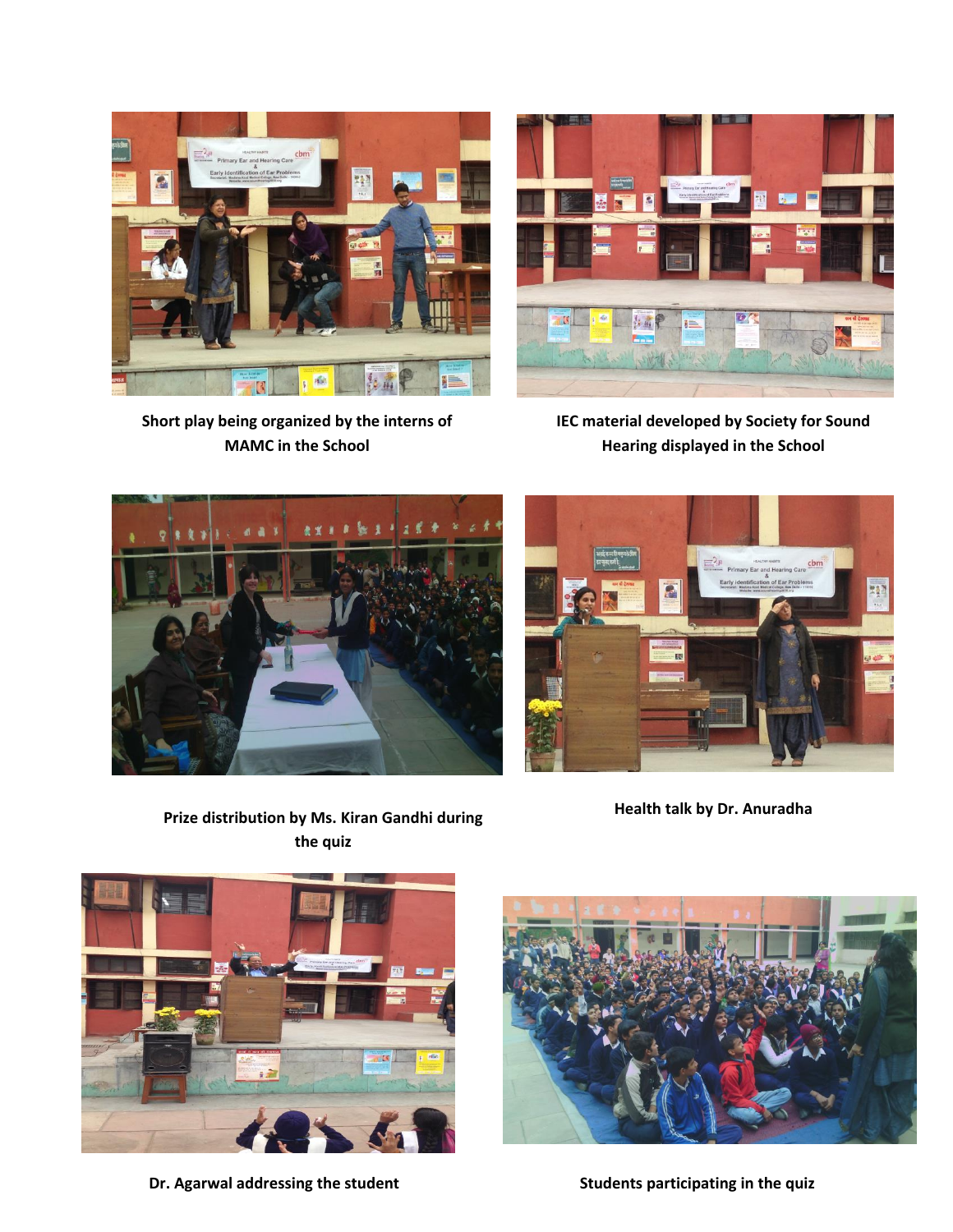**Short play being organized by the interns of MAMC in the School**

**IEC material developed by Society for Sound Hearing displayed in the School**

**Prize distribution by Ms. Kiran Gandhi during the quiz**

**Health talk by Dr. Anuradha**

**Dr. Agarwal addressing the student**

**Students participating in the quiz**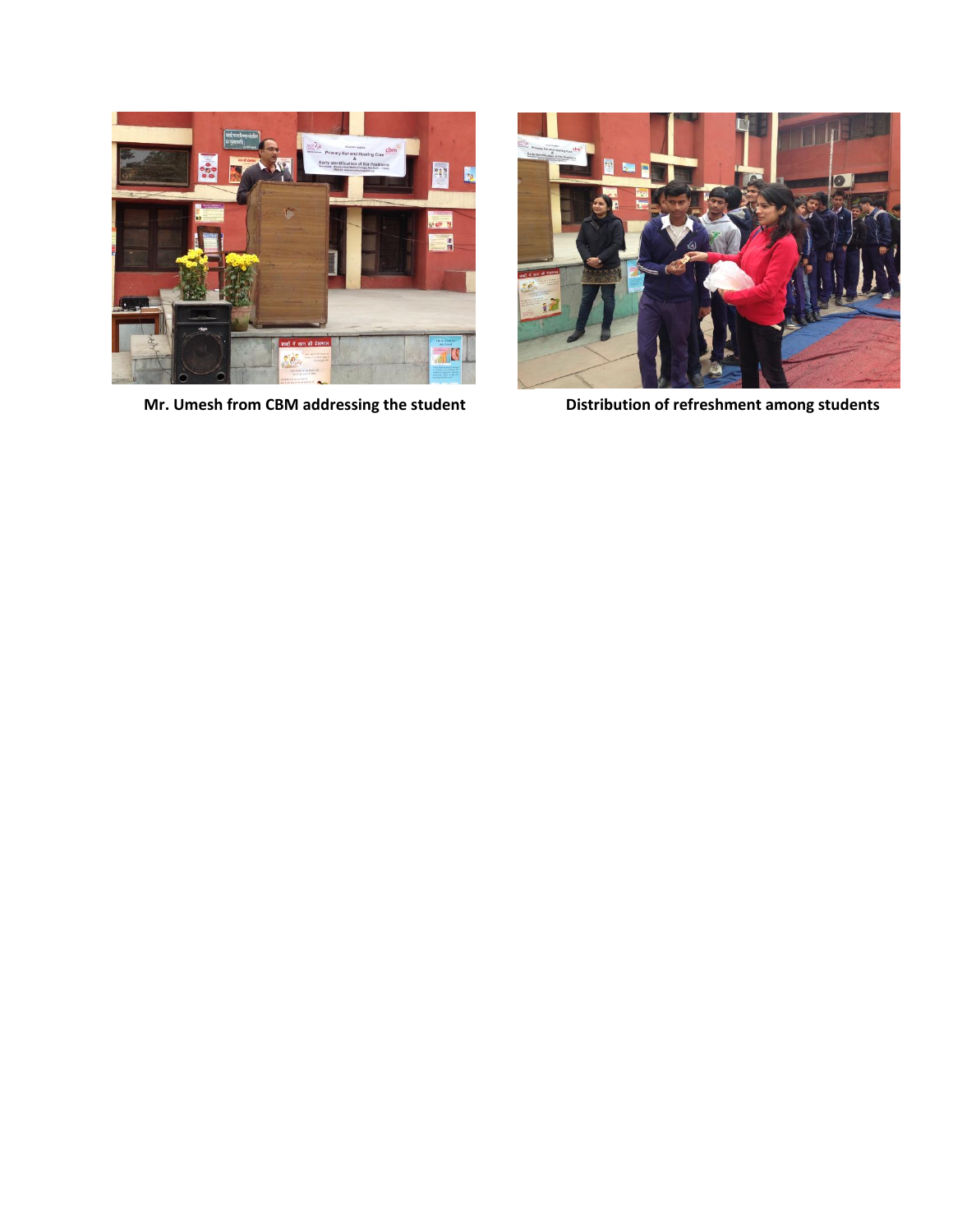**Mr. Umesh from CBM addressing the student**

**Distribution of refreshment among students**